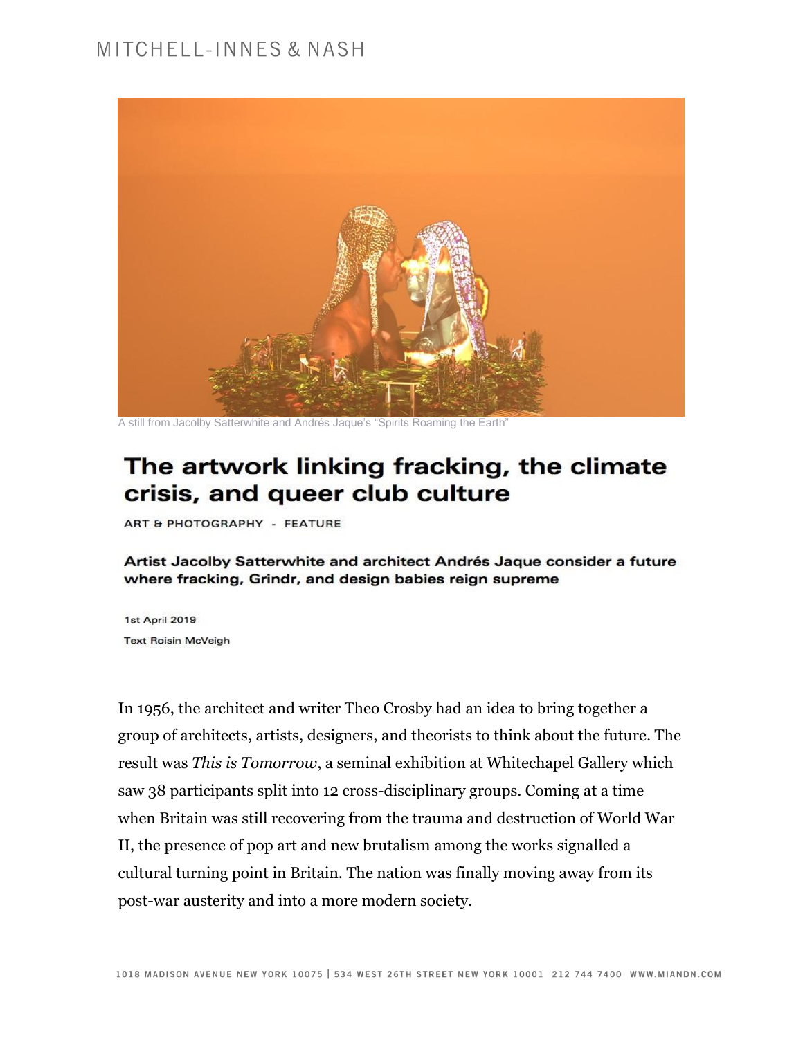A still from Jacolby Satterwhite and Andrés Jaque's "Spirits Roaming the Earth"

# The artwork linking fracking, the climate crisis, and queer club culture

ART & PHOTOGRAPHY - FEATURE

**Artist Jacolby Satterwhite and architect Andrés Jaque consider a future where fracking, Grindr, and design babies reign supreme**

1st April 2019

Text Roisin McVeigh

In 1956, the architect and writer Theo Crosby had an idea to bring together a group of architects, artists, designers, and theorists to think about the future. The result was *This is Tomorrow*, a seminal exhibition at Whitechapel Gallery which saw 38 participants split into 12 cross-disciplinary groups. Coming at a time when Britain was still recovering from the trauma and destruction of World War II, the presence of pop art and new brutalism among the works signalled a cultural turning point in Britain. The nation was finally moving away from its post-war austerity and into a more modern society.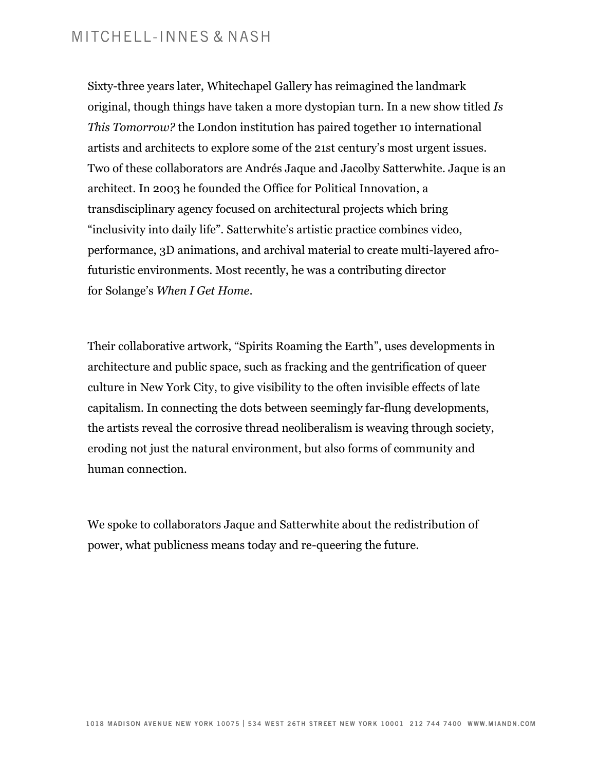Sixty-three years later, Whitechapel Gallery has reimagined the landmark original, though things have taken a more dystopian turn. In a new show titled *Is This Tomorrow?* the London institution has paired together 10 international artists and architects to explore some of the 21st century's most urgent issues. Two of these collaborators are Andrés Jaque and Jacolby Satterwhite. Jaque is an architect. In 2003 he founded the Office for Political Innovation, a transdisciplinary agency focused on architectural projects which bring "inclusivity into daily life". Satterwhite's artistic practice combines video, performance, 3D animations, and archival material to create multi-layered afro-futuristic environments. Most recently, he was a contributing director for Solange's *When I Get Home*.

Their collaborative artwork, "Spirits Roaming the Earth", uses developments in architecture and public space, such as fracking and the gentrification of queer culture in New York City, to give visibility to the often invisible effects of late capitalism. In connecting the dots between seemingly far-flung developments, the artists reveal the corrosive thread neoliberalism is weaving through society, eroding not just the natural environment, but also forms of community and human connection.

We spoke to collaborators Jaque and Satterwhite about the redistribution of power, what publicness means today and re-queering the future.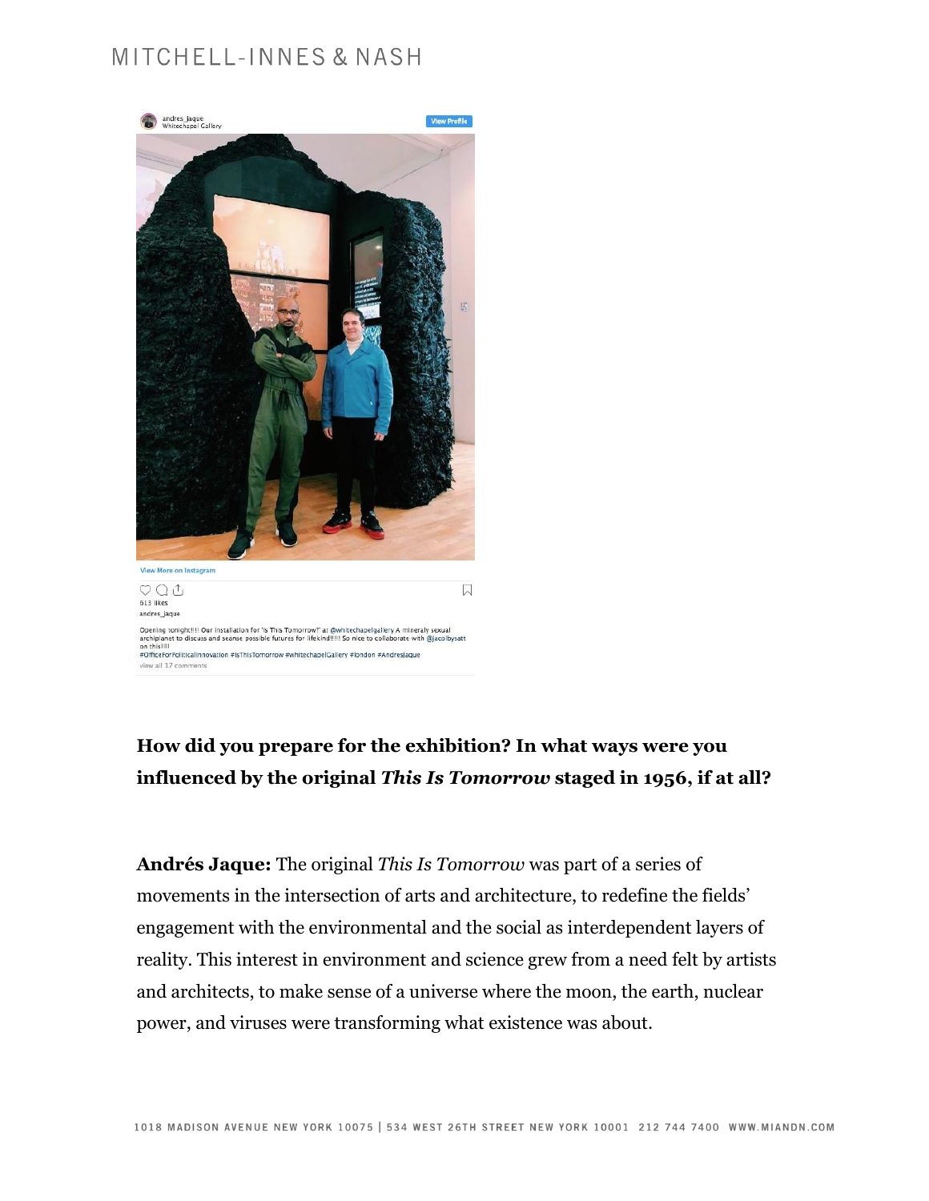**How did you prepare for the exhibition? In what ways were you influenced by the original *This Is Tomorrow* staged in 1956, if at all?**

**Andrés Jaque:** The original *This Is Tomorrow* was part of a series of movements in the intersection of arts and architecture, to redefine the fields' engagement with the environmental and the social as interdependent layers of reality. This interest in environment and science grew from a need felt by artists and architects, to make sense of a universe where the moon, the earth, nuclear power, and viruses were transforming what existence was about.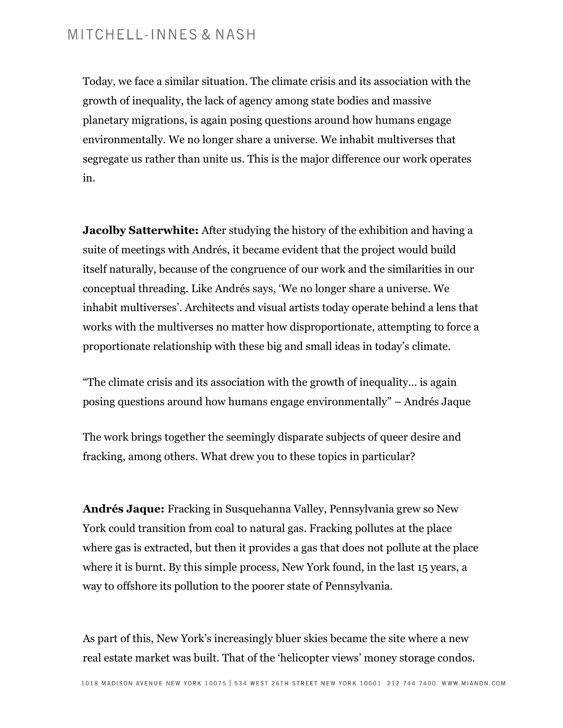Today, we face a similar situation. The climate crisis and its association with the growth of inequality, the lack of agency among state bodies and massive planetary migrations, is again posing questions around how humans engage environmentally. We no longer share a universe. We inhabit multiverses that segregate us rather than unite us. This is the major difference our work operates in.

**Jacolby Satterwhite:** After studying the history of the exhibition and having a suite of meetings with Andrés, it became evident that the project would build itself naturally, because of the congruence of our work and the similarities in our conceptual threading. Like Andrés says, 'We no longer share a universe. We inhabit multiverses'. Architects and visual artists today operate behind a lens that works with the multiverses no matter how disproportionate, attempting to force a proportionate relationship with these big and small ideas in today's climate.

"The climate crisis and its association with the growth of inequality… is again posing questions around how humans engage environmentally" – Andrés Jaque

The work brings together the seemingly disparate subjects of queer desire and fracking, among others. What drew you to these topics in particular?

**Andrés Jaque:** Fracking in Susquehanna Valley, Pennsylvania grew so New York could transition from coal to natural gas. Fracking pollutes at the place where gas is extracted, but then it provides a gas that does not pollute at the place where it is burnt. By this simple process, New York found, in the last 15 years, a way to offshore its pollution to the poorer state of Pennsylvania.

As part of this, New York's increasingly bluer skies became the site where a new real estate market was built. That of the 'helicopter views' money storage condos.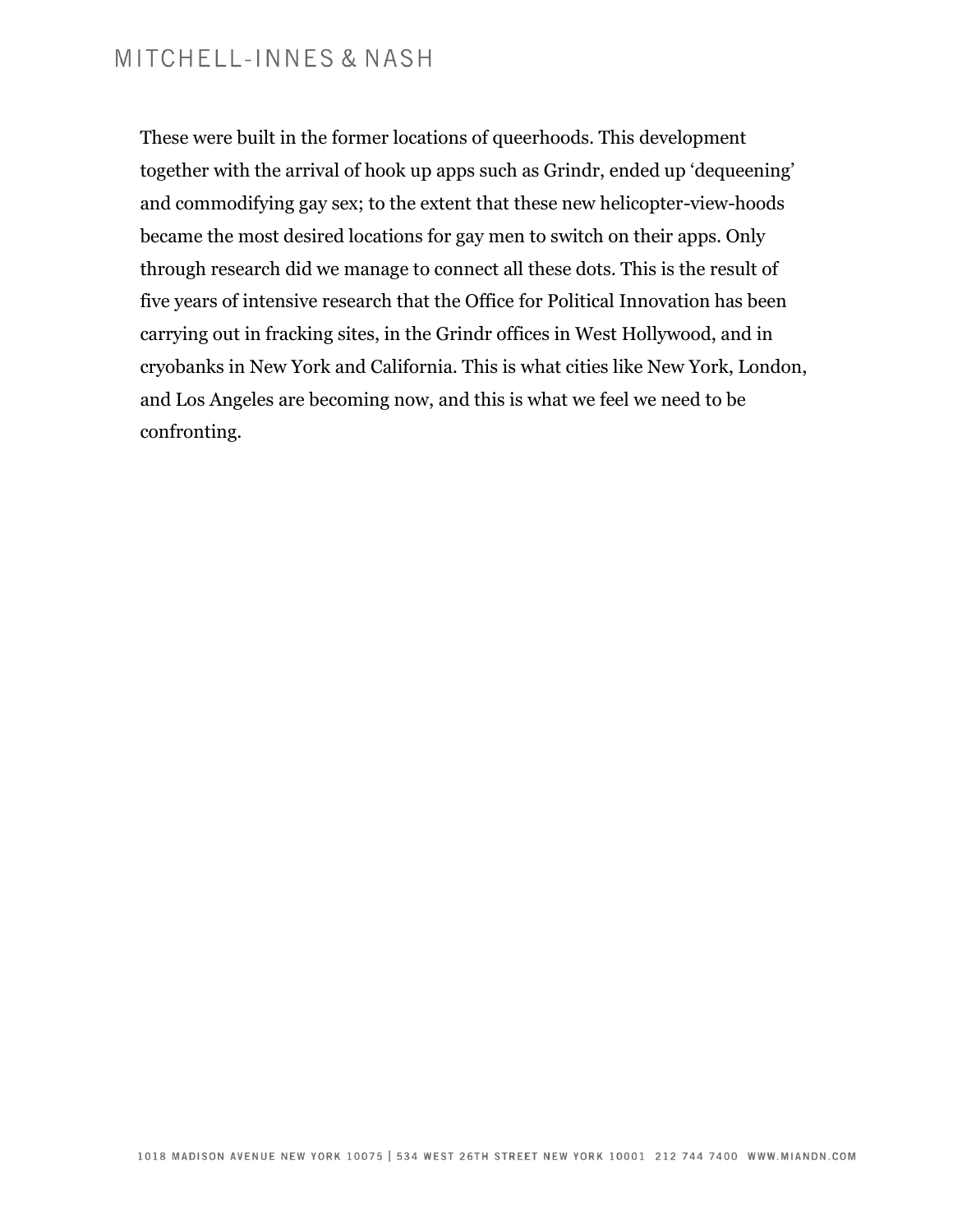These were built in the former locations of queerhoods. This development together with the arrival of hook up apps such as Grindr, ended up 'dequeening' and commodifying gay sex; to the extent that these new helicopter-view-hoods became the most desired locations for gay men to switch on their apps. Only through research did we manage to connect all these dots. This is the result of five years of intensive research that the Office for Political Innovation has been carrying out in fracking sites, in the Grindr offices in West Hollywood, and in cryobanks in New York and California. This is what cities like New York, London, and Los Angeles are becoming now, and this is what we feel we need to be confronting.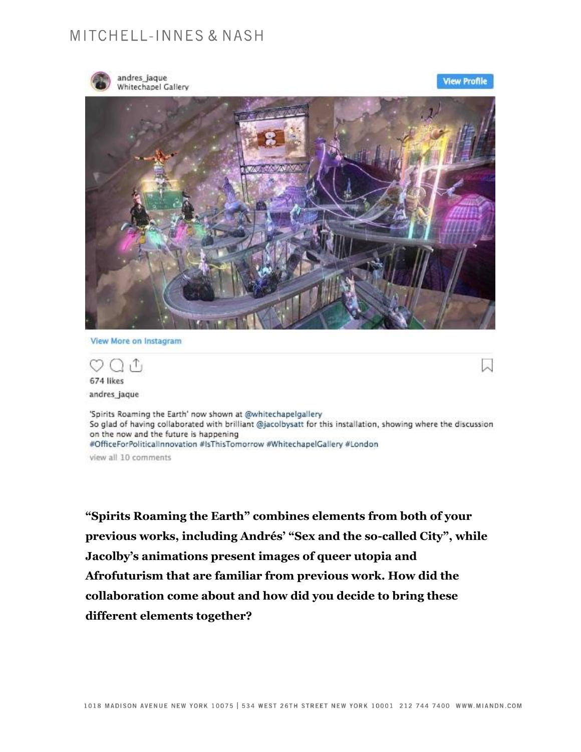andres_jaque
Whitechapel Gallery

View Profile

View More on Instagram

674 likes

andres_jaque

'Spirits Roaming the Earth' now shown at @whitechapelgallery
So glad of having collaborated with brilliant @jacolbysatt for this installation, showing where the discussion on the now and the future is happening
#OfficeForPoliticalInnovation #IsThisTomorrow #WhitechapelGallery #London

view all 10 comments

**"Spirits Roaming the Earth" combines elements from both of your previous works, including Andrés' "Sex and the so-called City", while Jacolby's animations present images of queer utopia and Afrofuturism that are familiar from previous work. How did the collaboration come about and how did you decide to bring these different elements together?**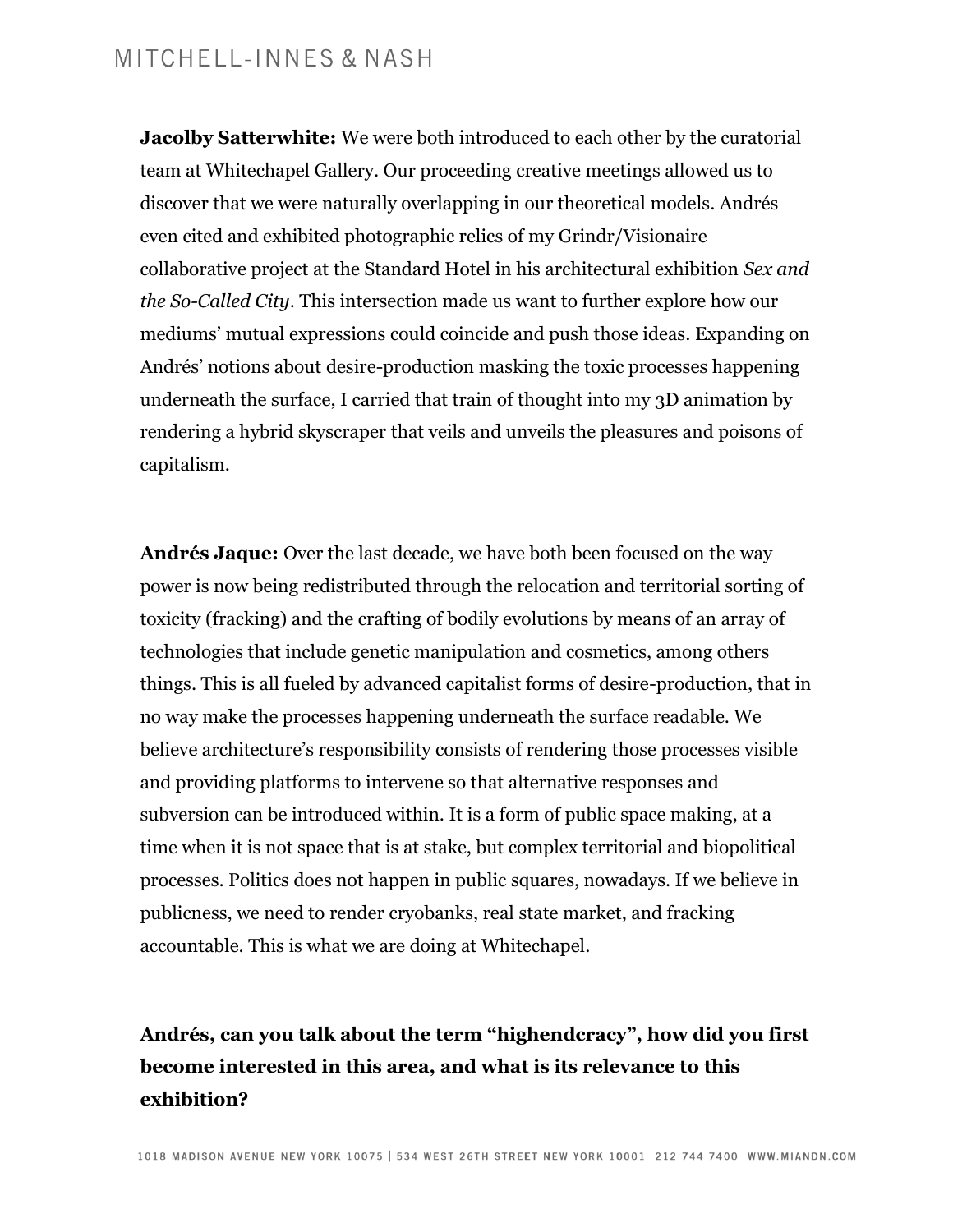**Jacolby Satterwhite:** We were both introduced to each other by the curatorial team at Whitechapel Gallery. Our proceeding creative meetings allowed us to discover that we were naturally overlapping in our theoretical models. Andrés even cited and exhibited photographic relics of my Grindr/Visionaire collaborative project at the Standard Hotel in his architectural exhibition *Sex and the So-Called City*. This intersection made us want to further explore how our mediums' mutual expressions could coincide and push those ideas. Expanding on Andrés' notions about desire-production masking the toxic processes happening underneath the surface, I carried that train of thought into my 3D animation by rendering a hybrid skyscraper that veils and unveils the pleasures and poisons of capitalism.

**Andrés Jaque:** Over the last decade, we have both been focused on the way power is now being redistributed through the relocation and territorial sorting of toxicity (fracking) and the crafting of bodily evolutions by means of an array of technologies that include genetic manipulation and cosmetics, among others things. This is all fueled by advanced capitalist forms of desire-production, that in no way make the processes happening underneath the surface readable. We believe architecture's responsibility consists of rendering those processes visible and providing platforms to intervene so that alternative responses and subversion can be introduced within. It is a form of public space making, at a time when it is not space that is at stake, but complex territorial and biopolitical processes. Politics does not happen in public squares, nowadays. If we believe in publicness, we need to render cryobanks, real state market, and fracking accountable. This is what we are doing at Whitechapel.

**Andrés, can you talk about the term "highendcracy", how did you first become interested in this area, and what is its relevance to this exhibition?**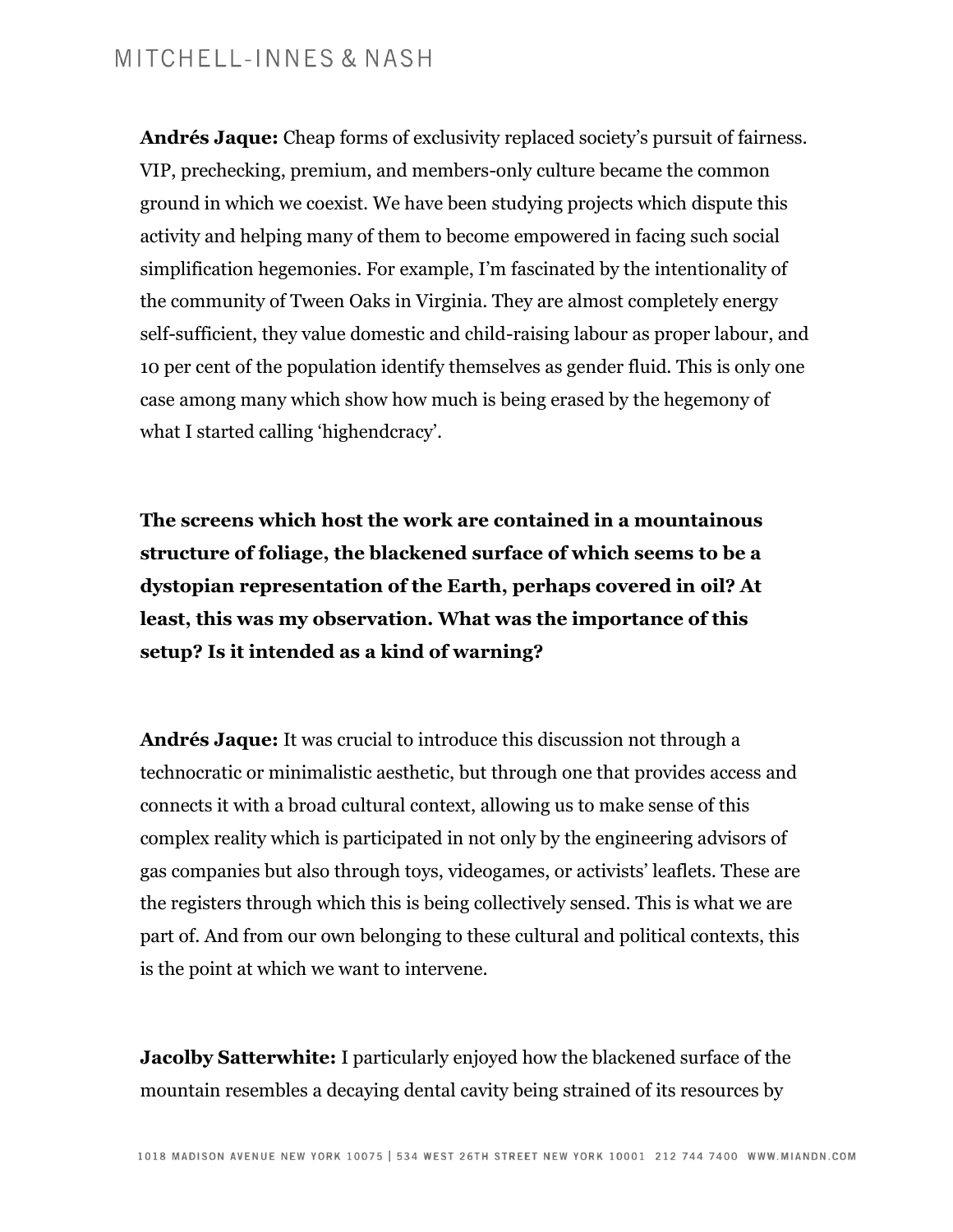**Andrés Jaque:** Cheap forms of exclusivity replaced society's pursuit of fairness. VIP, prechecking, premium, and members-only culture became the common ground in which we coexist. We have been studying projects which dispute this activity and helping many of them to become empowered in facing such social simplification hegemonies. For example, I'm fascinated by the intentionality of the community of Tween Oaks in Virginia. They are almost completely energy self-sufficient, they value domestic and child-raising labour as proper labour, and 10 per cent of the population identify themselves as gender fluid. This is only one case among many which show how much is being erased by the hegemony of what I started calling 'highendcracy'.

**The screens which host the work are contained in a mountainous structure of foliage, the blackened surface of which seems to be a dystopian representation of the Earth, perhaps covered in oil? At least, this was my observation. What was the importance of this setup? Is it intended as a kind of warning?**

**Andrés Jaque:** It was crucial to introduce this discussion not through a technocratic or minimalistic aesthetic, but through one that provides access and connects it with a broad cultural context, allowing us to make sense of this complex reality which is participated in not only by the engineering advisors of gas companies but also through toys, videogames, or activists' leaflets. These are the registers through which this is being collectively sensed. This is what we are part of. And from our own belonging to these cultural and political contexts, this is the point at which we want to intervene.

**Jacolby Satterwhite:** I particularly enjoyed how the blackened surface of the mountain resembles a decaying dental cavity being strained of its resources by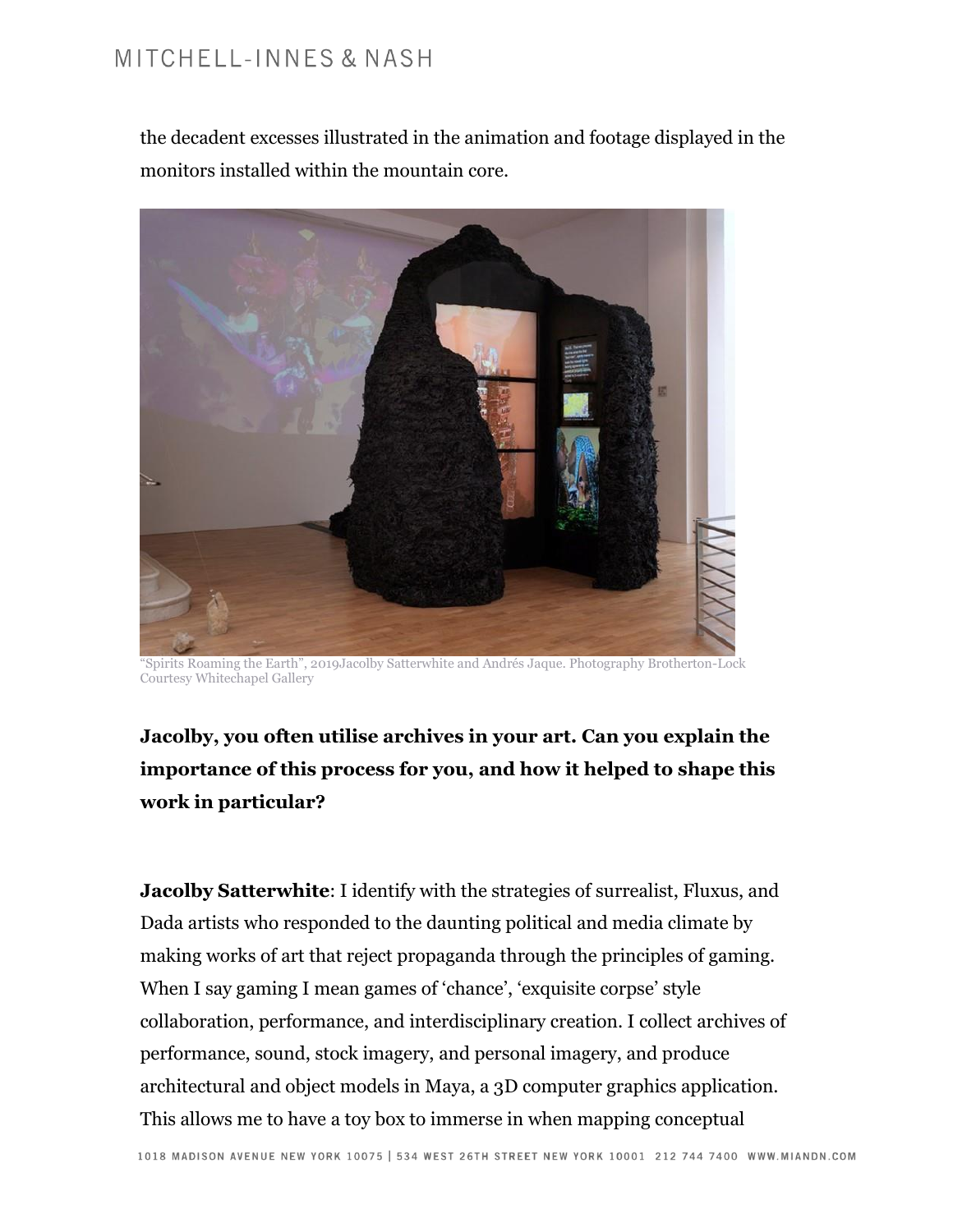the decadent excesses illustrated in the animation and footage displayed in the monitors installed within the mountain core.

"Spirits Roaming the Earth", 2019Jacolby Satterwhite and Andrés Jaque. Photography Brotherton-Lock Courtesy Whitechapel Gallery

**Jacolby, you often utilise archives in your art. Can you explain the importance of this process for you, and how it helped to shape this work in particular?**

**Jacolby Satterwhite**: I identify with the strategies of surrealist, Fluxus, and Dada artists who responded to the daunting political and media climate by making works of art that reject propaganda through the principles of gaming. When I say gaming I mean games of 'chance', 'exquisite corpse' style collaboration, performance, and interdisciplinary creation. I collect archives of performance, sound, stock imagery, and personal imagery, and produce architectural and object models in Maya, a 3D computer graphics application. This allows me to have a toy box to immerse in when mapping conceptual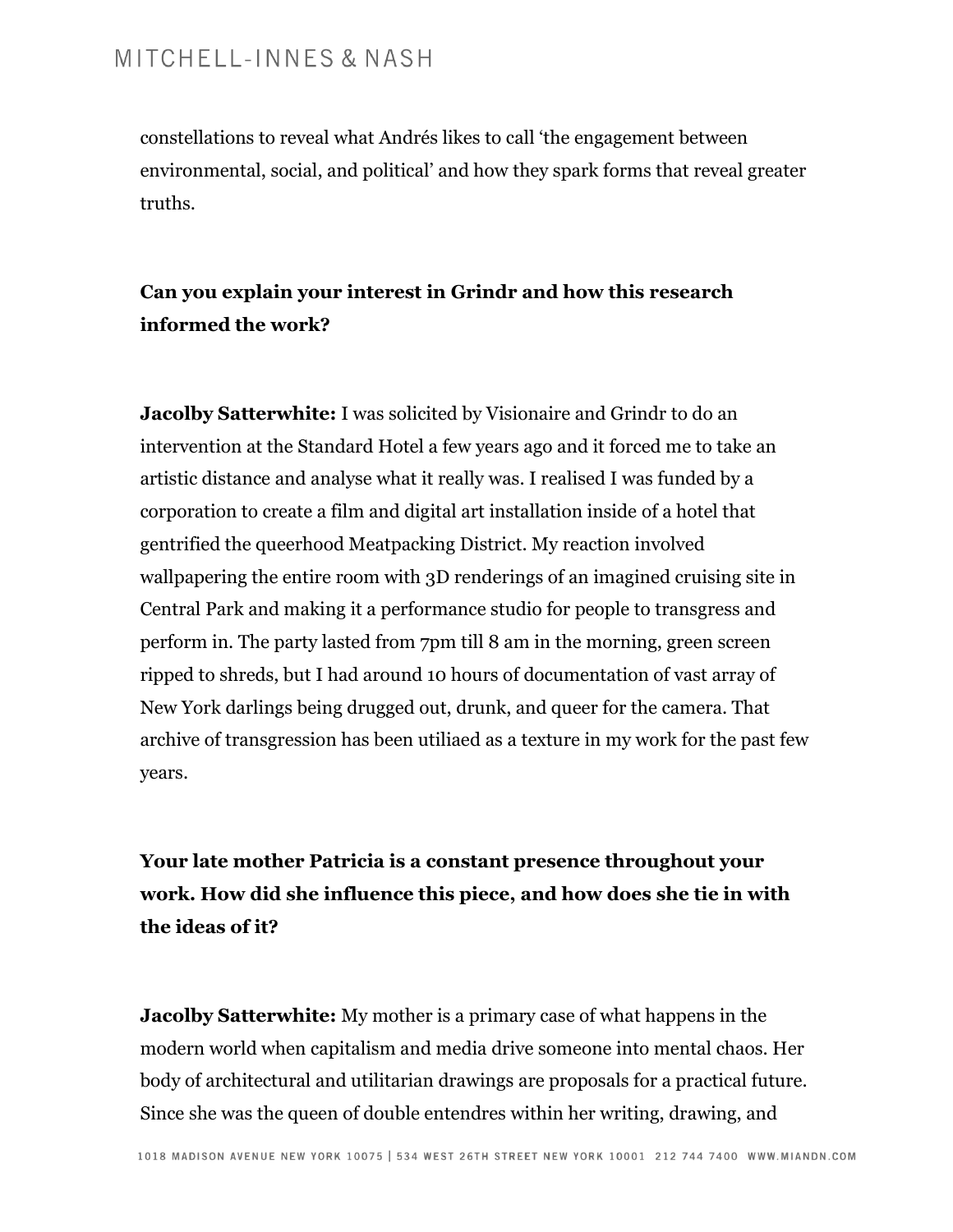constellations to reveal what Andrés likes to call 'the engagement between environmental, social, and political' and how they spark forms that reveal greater truths.

**Can you explain your interest in Grindr and how this research informed the work?**

**Jacolby Satterwhite:** I was solicited by Visionaire and Grindr to do an intervention at the Standard Hotel a few years ago and it forced me to take an artistic distance and analyse what it really was. I realised I was funded by a corporation to create a film and digital art installation inside of a hotel that gentrified the queerhood Meatpacking District. My reaction involved wallpapering the entire room with 3D renderings of an imagined cruising site in Central Park and making it a performance studio for people to transgress and perform in. The party lasted from 7pm till 8 am in the morning, green screen ripped to shreds, but I had around 10 hours of documentation of vast array of New York darlings being drugged out, drunk, and queer for the camera. That archive of transgression has been utiliaed as a texture in my work for the past few years.

**Your late mother Patricia is a constant presence throughout your work. How did she influence this piece, and how does she tie in with the ideas of it?**

**Jacolby Satterwhite:** My mother is a primary case of what happens in the modern world when capitalism and media drive someone into mental chaos. Her body of architectural and utilitarian drawings are proposals for a practical future. Since she was the queen of double entendres within her writing, drawing, and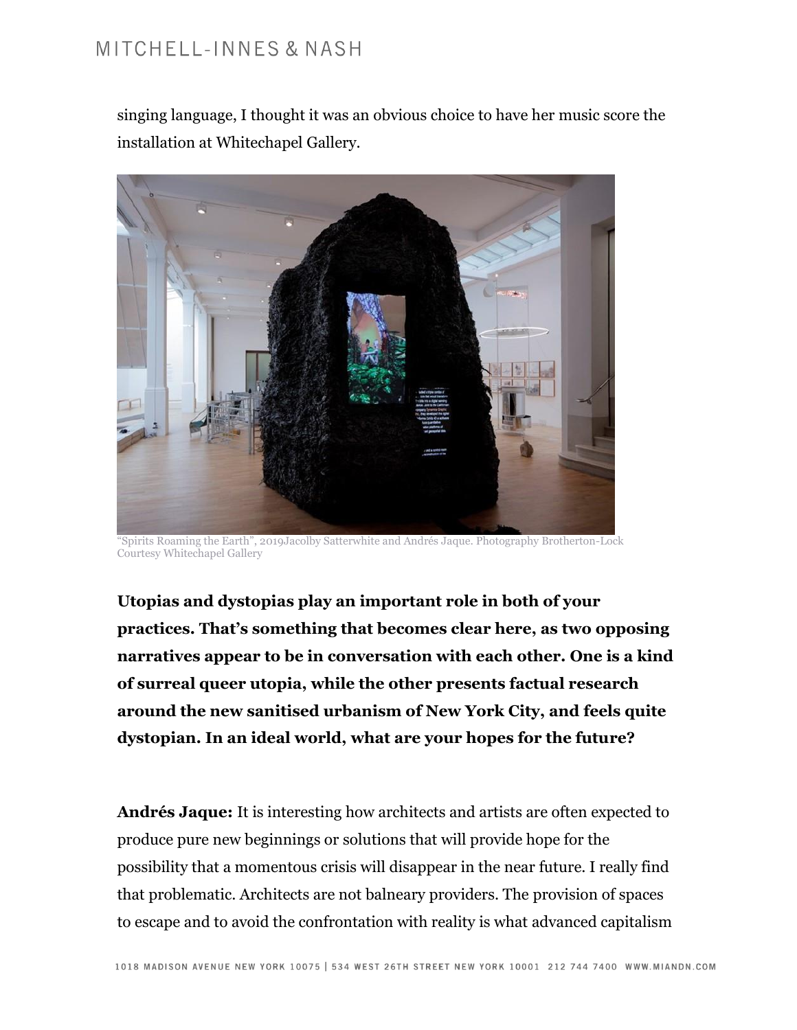singing language, I thought it was an obvious choice to have her music score the installation at Whitechapel Gallery.

“Spirits Roaming the Earth”, 2019Jacolby Satterwhite and Andrés Jaque. Photography Brotherton-Lock Courtesy Whitechapel Gallery

**Utopias and dystopias play an important role in both of your practices. That’s something that becomes clear here, as two opposing narratives appear to be in conversation with each other. One is a kind of surreal queer utopia, while the other presents factual research around the new sanitised urbanism of New York City, and feels quite dystopian. In an ideal world, what are your hopes for the future?**

**Andrés Jaque:** It is interesting how architects and artists are often expected to produce pure new beginnings or solutions that will provide hope for the possibility that a momentous crisis will disappear in the near future. I really find that problematic. Architects are not balneary providers. The provision of spaces to escape and to avoid the confrontation with reality is what advanced capitalism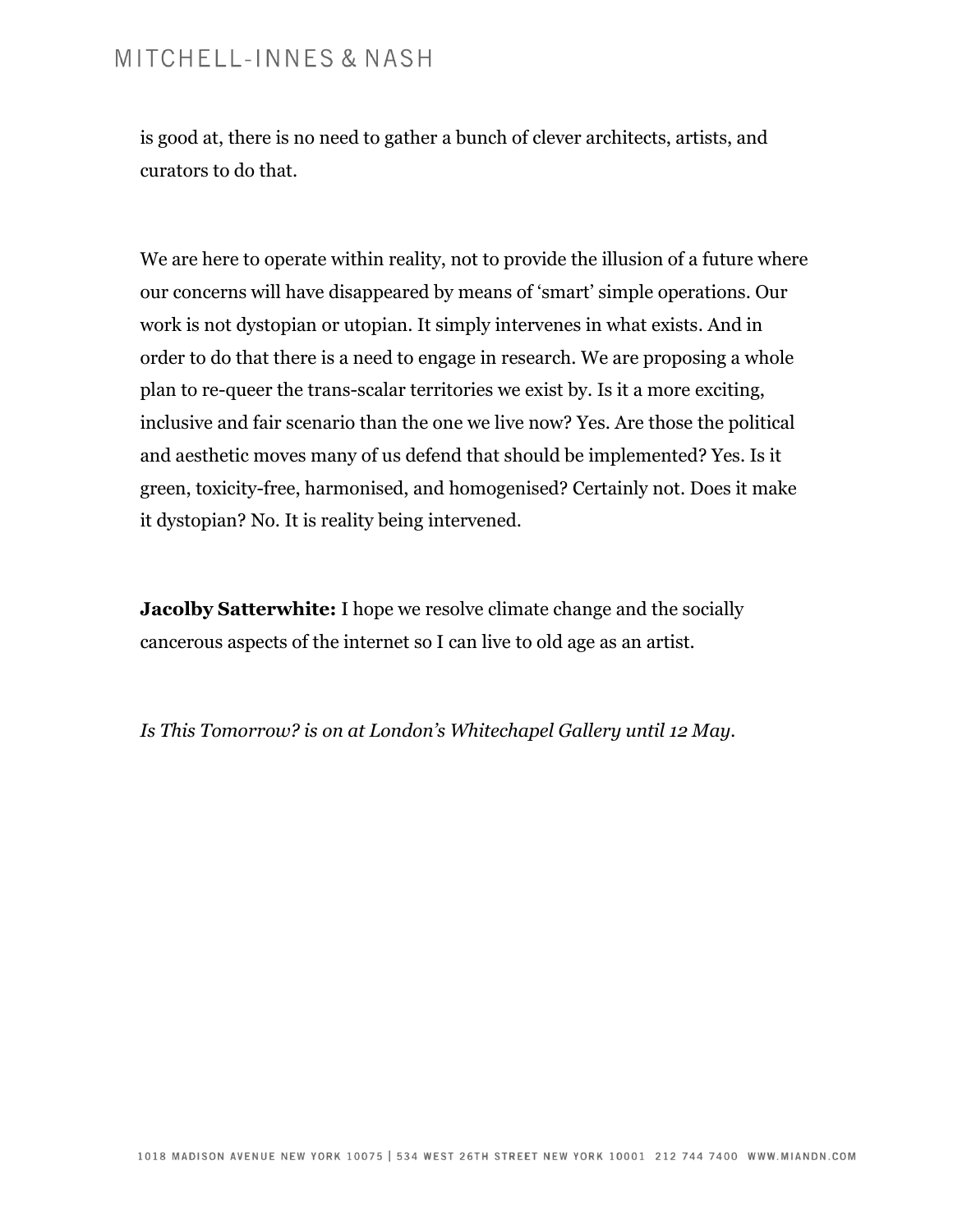is good at, there is no need to gather a bunch of clever architects, artists, and curators to do that.

We are here to operate within reality, not to provide the illusion of a future where our concerns will have disappeared by means of 'smart' simple operations. Our work is not dystopian or utopian. It simply intervenes in what exists. And in order to do that there is a need to engage in research. We are proposing a whole plan to re-queer the trans-scalar territories we exist by. Is it a more exciting, inclusive and fair scenario than the one we live now? Yes. Are those the political and aesthetic moves many of us defend that should be implemented? Yes. Is it green, toxicity-free, harmonised, and homogenised? Certainly not. Does it make it dystopian? No. It is reality being intervened.

**Jacolby Satterwhite:** I hope we resolve climate change and the socially cancerous aspects of the internet so I can live to old age as an artist.

*Is This Tomorrow? is on at London's Whitechapel Gallery until 12 May.*